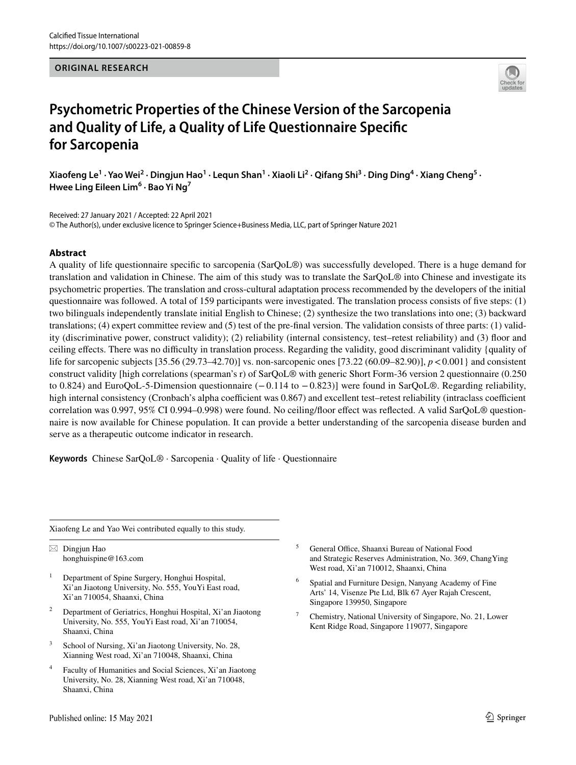ORIGINAL RESEARCH

# Psychometric Properties of the Chinese Version of the Sarcopenia and Quality of Life, a Quality of Life Questionnaire Specific for Sarcopenia

**Xiaofeng Le[1] · Yao Wei[2] · Dingjun Hao[1] · Lequn Shan[1] · Xiaoli Li[2] · Qifang Shi[3] · Ding Ding[4] · Xiang Cheng[5] · Hwee Ling Eileen Lim[6] · Bao Yi Ng[7]**

Received: 27 January 2021 / Accepted: 22 April 2021
© The Author(s), under exclusive licence to Springer Science+Business Media, LLC, part of Springer Nature 2021

## Abstract

A quality of life questionnaire specific to sarcopenia (SarQoL®) was successfully developed. There is a huge demand for translation and validation in Chinese. The aim of this study was to translate the SarQoL® into Chinese and investigate its psychometric properties. The translation and cross-cultural adaptation process recommended by the developers of the initial questionnaire was followed. A total of 159 participants were investigated. The translation process consists of five steps: (1) two bilinguals independently translate initial English to Chinese; (2) synthesize the two translations into one; (3) backward translations; (4) expert committee review and (5) test of the pre-final version. The validation consists of three parts: (1) validity (discriminative power, construct validity); (2) reliability (internal consistency, test–retest reliability) and (3) floor and ceiling effects. There was no difficulty in translation process. Regarding the validity, good discriminant validity {quality of life for sarcopenic subjects [35.56 (29.73–42.70)] vs. non-sarcopenic ones [73.22 (60.09–82.90)], $p < 0.001$} and consistent construct validity [high correlations (spearman's r) of SarQoL® with generic Short Form-36 version 2 questionnaire (0.250 to 0.824) and EuroQoL-5-Dimension questionnaire (−0.114 to −0.823)] were found in SarQoL®. Regarding reliability, high internal consistency (Cronbach's alpha coefficient was 0.867) and excellent test–retest reliability (intraclass coefficient correlation was 0.997, 95% CI 0.994–0.998) were found. No ceiling/floor effect was reflected. A valid SarQoL® questionnaire is now available for Chinese population. It can provide a better understanding of the sarcopenia disease burden and serve as a therapeutic outcome indicator in research.

**Keywords** Chinese SarQoL® · Sarcopenia · Quality of life · Questionnaire

---

Xiaofeng Le and Yao Wei contributed equally to this study.

✉ Dingjun Hao
honghuispine@163.com

[1] Department of Spine Surgery, Honghui Hospital, Xi'an Jiaotong University, No. 555, YouYi East road, Xi'an 710054, Shaanxi, China

[2] Department of Geriatrics, Honghui Hospital, Xi'an Jiaotong University, No. 555, YouYi East road, Xi'an 710054, Shaanxi, China

[3] School of Nursing, Xi'an Jiaotong University, No. 28, Xianning West road, Xi'an 710048, Shaanxi, China

[4] Faculty of Humanities and Social Sciences, Xi'an Jiaotong University, No. 28, Xianning West road, Xi'an 710048, Shaanxi, China

[5] General Office, Shaanxi Bureau of National Food and Strategic Reserves Administration, No. 369, ChangYing West road, Xi'an 710012, Shaanxi, China

[6] Spatial and Furniture Design, Nanyang Academy of Fine Arts' 14, Visenze Pte Ltd, Blk 67 Ayer Rajah Crescent, Singapore 139950, Singapore

[7] Chemistry, National University of Singapore, No. 21, Lower Kent Ridge Road, Singapore 119077, Singapore

Published online: 15 May 2021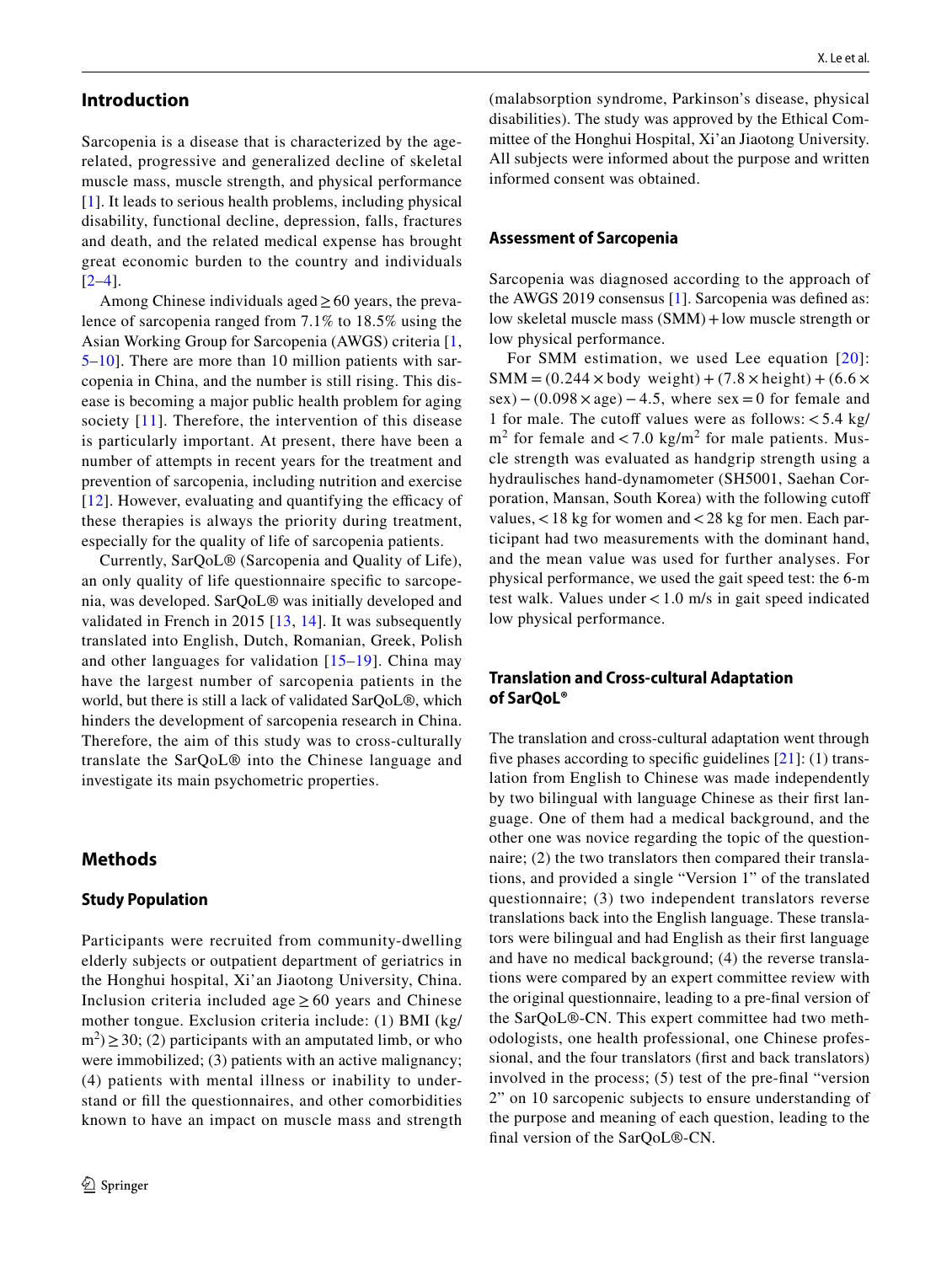## Introduction

Sarcopenia is a disease that is characterized by the age-related, progressive and generalized decline of skeletal muscle mass, muscle strength, and physical performance [1]. It leads to serious health problems, including physical disability, functional decline, depression, falls, fractures and death, and the related medical expense has brought great economic burden to the country and individuals [2–4].

Among Chinese individuals aged ≥ 60 years, the prevalence of sarcopenia ranged from 7.1% to 18.5% using the Asian Working Group for Sarcopenia (AWGS) criteria [1, 5–10]. There are more than 10 million patients with sarcopenia in China, and the number is still rising. This disease is becoming a major public health problem for aging society [11]. Therefore, the intervention of this disease is particularly important. At present, there have been a number of attempts in recent years for the treatment and prevention of sarcopenia, including nutrition and exercise [12]. However, evaluating and quantifying the efficacy of these therapies is always the priority during treatment, especially for the quality of life of sarcopenia patients.

Currently, SarQoL® (Sarcopenia and Quality of Life), an only quality of life questionnaire specific to sarcopenia, was developed. SarQoL® was initially developed and validated in French in 2015 [13, 14]. It was subsequently translated into English, Dutch, Romanian, Greek, Polish and other languages for validation [15–19]. China may have the largest number of sarcopenia patients in the world, but there is still a lack of validated SarQoL®, which hinders the development of sarcopenia research in China. Therefore, the aim of this study was to cross-culturally translate the SarQoL® into the Chinese language and investigate its main psychometric properties.

## Methods

### Study Population

Participants were recruited from community-dwelling elderly subjects or outpatient department of geriatrics in the Honghui hospital, Xi'an Jiaotong University, China. Inclusion criteria included age ≥ 60 years and Chinese mother tongue. Exclusion criteria include: (1) BMI (kg/$m^2$) ≥ 30; (2) participants with an amputated limb, or who were immobilized; (3) patients with an active malignancy; (4) patients with mental illness or inability to understand or fill the questionnaires, and other comorbidities known to have an impact on muscle mass and strength (malabsorption syndrome, Parkinson's disease, physical disabilities). The study was approved by the Ethical Committee of the Honghui Hospital, Xi'an Jiaotong University. All subjects were informed about the purpose and written informed consent was obtained.

### Assessment of Sarcopenia

Sarcopenia was diagnosed according to the approach of the AWGS 2019 consensus [1]. Sarcopenia was defined as: low skeletal muscle mass (SMM) + low muscle strength or low physical performance.

For SMM estimation, we used Lee equation [20]: SMM = (0.244 × body weight) + (7.8 × height) + (6.6 × sex) − (0.098 × age) − 4.5, where sex = 0 for female and 1 for male. The cutoff values were as follows: < 5.4 kg/$m^2$ for female and < 7.0 kg/$m^2$ for male patients. Muscle strength was evaluated as handgrip strength using a hydraulisches hand-dynamometer (SH5001, Saehan Corporation, Mansan, South Korea) with the following cutoff values, < 18 kg for women and < 28 kg for men. Each participant had two measurements with the dominant hand, and the mean value was used for further analyses. For physical performance, we used the gait speed test: the 6-m test walk. Values under < 1.0 m/s in gait speed indicated low physical performance.

### Translation and Cross-cultural Adaptation of SarQoL®

The translation and cross-cultural adaptation went through five phases according to specific guidelines [21]: (1) translation from English to Chinese was made independently by two bilingual with language Chinese as their first language. One of them had a medical background, and the other one was novice regarding the topic of the questionnaire; (2) the two translators then compared their translations, and provided a single "Version 1" of the translated questionnaire; (3) two independent translators reverse translations back into the English language. These translators were bilingual and had English as their first language and have no medical background; (4) the reverse translations were compared by an expert committee review with the original questionnaire, leading to a pre-final version of the SarQoL®-CN. This expert committee had two methodologists, one health professional, one Chinese professional, and the four translators (first and back translators) involved in the process; (5) test of the pre-final "version 2" on 10 sarcopenic subjects to ensure understanding of the purpose and meaning of each question, leading to the final version of the SarQoL®-CN.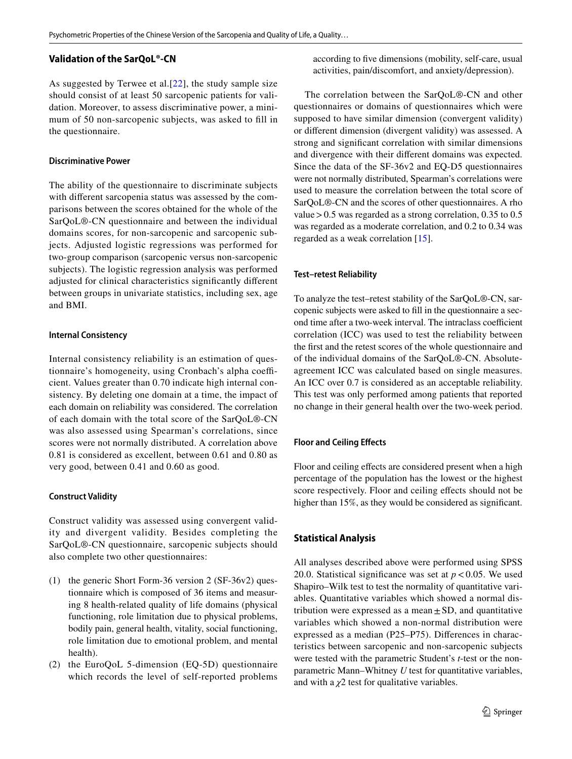## Validation of the SarQoL®-CN

As suggested by Terwee et al.[22], the study sample size should consist of at least 50 sarcopenic patients for validation. Moreover, to assess discriminative power, a minimum of 50 non-sarcopenic subjects, was asked to fill in the questionnaire.

### Discriminative Power

The ability of the questionnaire to discriminate subjects with different sarcopenia status was assessed by the comparisons between the scores obtained for the whole of the SarQoL®-CN questionnaire and between the individual domains scores, for non-sarcopenic and sarcopenic subjects. Adjusted logistic regressions was performed for two-group comparison (sarcopenic versus non-sarcopenic subjects). The logistic regression analysis was performed adjusted for clinical characteristics significantly different between groups in univariate statistics, including sex, age and BMI.

### Internal Consistency

Internal consistency reliability is an estimation of questionnaire's homogeneity, using Cronbach's alpha coefficient. Values greater than 0.70 indicate high internal consistency. By deleting one domain at a time, the impact of each domain on reliability was considered. The correlation of each domain with the total score of the SarQoL®-CN was also assessed using Spearman's correlations, since scores were not normally distributed. A correlation above 0.81 is considered as excellent, between 0.61 and 0.80 as very good, between 0.41 and 0.60 as good.

### Construct Validity

Construct validity was assessed using convergent validity and divergent validity. Besides completing the SarQoL®-CN questionnaire, sarcopenic subjects should also complete two other questionnaires:

(1) the generic Short Form-36 version 2 (SF-36v2) questionnaire which is composed of 36 items and measuring 8 health-related quality of life domains (physical functioning, role limitation due to physical problems, bodily pain, general health, vitality, social functioning, role limitation due to emotional problem, and mental health).
(2) the EuroQoL 5-dimension (EQ-5D) questionnaire which records the level of self-reported problems according to five dimensions (mobility, self-care, usual activities, pain/discomfort, and anxiety/depression).

The correlation between the SarQoL®-CN and other questionnaires or domains of questionnaires which were supposed to have similar dimension (convergent validity) or different dimension (divergent validity) was assessed. A strong and significant correlation with similar dimensions and divergence with their different domains was expected. Since the data of the SF-36v2 and EQ-D5 questionnaires were not normally distributed, Spearman's correlations were used to measure the correlation between the total score of SarQoL®-CN and the scores of other questionnaires. A rho value > 0.5 was regarded as a strong correlation, 0.35 to 0.5 was regarded as a moderate correlation, and 0.2 to 0.34 was regarded as a weak correlation [15].

### Test–retest Reliability

To analyze the test–retest stability of the SarQoL®-CN, sarcopenic subjects were asked to fill in the questionnaire a second time after a two-week interval. The intraclass coefficient correlation (ICC) was used to test the reliability between the first and the retest scores of the whole questionnaire and of the individual domains of the SarQoL®-CN. Absolute-agreement ICC was calculated based on single measures. An ICC over 0.7 is considered as an acceptable reliability. This test was only performed among patients that reported no change in their general health over the two-week period.

### Floor and Ceiling Effects

Floor and ceiling effects are considered present when a high percentage of the population has the lowest or the highest score respectively. Floor and ceiling effects should not be higher than 15%, as they would be considered as significant.

## Statistical Analysis

All analyses described above were performed using SPSS 20.0. Statistical significance was set at $p < 0.05$. We used Shapiro–Wilk test to test the normality of quantitative variables. Quantitative variables which showed a normal distribution were expressed as a mean ± SD, and quantitative variables which showed a non-normal distribution were expressed as a median (P25–P75). Differences in characteristics between sarcopenic and non-sarcopenic subjects were tested with the parametric Student's *t*-test or the non-parametric Mann–Whitney *U* test for quantitative variables, and with a $\chi 2$ test for qualitative variables.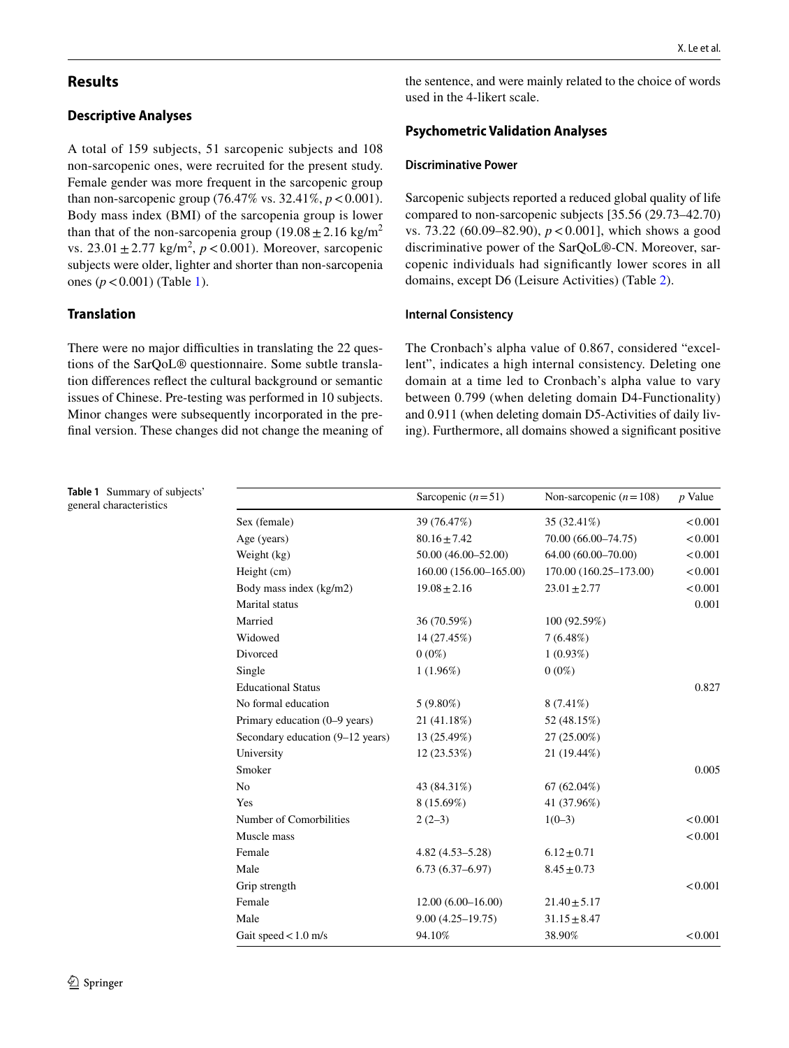## Results

### Descriptive Analyses

A total of 159 subjects, 51 sarcopenic subjects and 108 non-sarcopenic ones, were recruited for the present study. Female gender was more frequent in the sarcopenic group than non-sarcopenic group (76.47% vs. 32.41%, $p < 0.001$). Body mass index (BMI) of the sarcopenia group is lower than that of the non-sarcopenia group ($19.08 \pm 2.16$ kg/m$^2$ vs. $23.01 \pm 2.77$ kg/m$^2$, $p < 0.001$). Moreover, sarcopenic subjects were older, lighter and shorter than non-sarcopenia ones ($p < 0.001$) (Table 1).

### Translation

There were no major difficulties in translating the 22 questions of the SarQoL® questionnaire. Some subtle translation differences reflect the cultural background or semantic issues of Chinese. Pre-testing was performed in 10 subjects. Minor changes were subsequently incorporated in the pre-final version. These changes did not change the meaning of the sentence, and were mainly related to the choice of words used in the 4-likert scale.

### Psychometric Validation Analyses

#### Discriminative Power

Sarcopenic subjects reported a reduced global quality of life compared to non-sarcopenic subjects [35.56 (29.73–42.70) vs. 73.22 (60.09–82.90), $p < 0.001$], which shows a good discriminative power of the SarQoL®-CN. Moreover, sarcopenic individuals had significantly lower scores in all domains, except D6 (Leisure Activities) (Table 2).

#### Internal Consistency

The Cronbach's alpha value of 0.867, considered "excellent", indicates a high internal consistency. Deleting one domain at a time led to Cronbach's alpha value to vary between 0.799 (when deleting domain D4-Functionality) and 0.911 (when deleting domain D5-Activities of daily living). Furthermore, all domains showed a significant positive

**Table 1** Summary of subjects' general characteristics

| | Sarcopenic ($n = 51$) | Non-sarcopenic ($n = 108$) | $p$ Value |
|---|---|---|---|
| Sex (female) | 39 (76.47%) | 35 (32.41%) | < 0.001 |
| Age (years) | $80.16 \pm 7.42$ | 70.00 (66.00–74.75) | < 0.001 |
| Weight (kg) | 50.00 (46.00–52.00) | 64.00 (60.00–70.00) | < 0.001 |
| Height (cm) | 160.00 (156.00–165.00) | 170.00 (160.25–173.00) | < 0.001 |
| Body mass index (kg/m2) | $19.08 \pm 2.16$ | $23.01 \pm 2.77$ | < 0.001 |
| Marital status | | | 0.001 |
| Married | 36 (70.59%) | 100 (92.59%) | |
| Widowed | 14 (27.45%) | 7 (6.48%) | |
| Divorced | 0 (0%) | 1 (0.93%) | |
| Single | 1 (1.96%) | 0 (0%) | |
| Educational Status | | | 0.827 |
| No formal education | 5 (9.80%) | 8 (7.41%) | |
| Primary education (0–9 years) | 21 (41.18%) | 52 (48.15%) | |
| Secondary education (9–12 years) | 13 (25.49%) | 27 (25.00%) | |
| University | 12 (23.53%) | 21 (19.44%) | |
| Smoker | | | 0.005 |
| No | 43 (84.31%) | 67 (62.04%) | |
| Yes | 8 (15.69%) | 41 (37.96%) | |
| Number of Comorbilities | 2 (2–3) | 1(0–3) | < 0.001 |
| Muscle mass | | | < 0.001 |
| Female | 4.82 (4.53–5.28) | $6.12 \pm 0.71$ | |
| Male | 6.73 (6.37–6.97) | $8.45 \pm 0.73$ | |
| Grip strength | | | < 0.001 |
| Female | 12.00 (6.00–16.00) | $21.40 \pm 5.17$ | |
| Male | 9.00 (4.25–19.75) | $31.15 \pm 8.47$ | |
| Gait speed < 1.0 m/s | 94.10% | 38.90% | < 0.001 |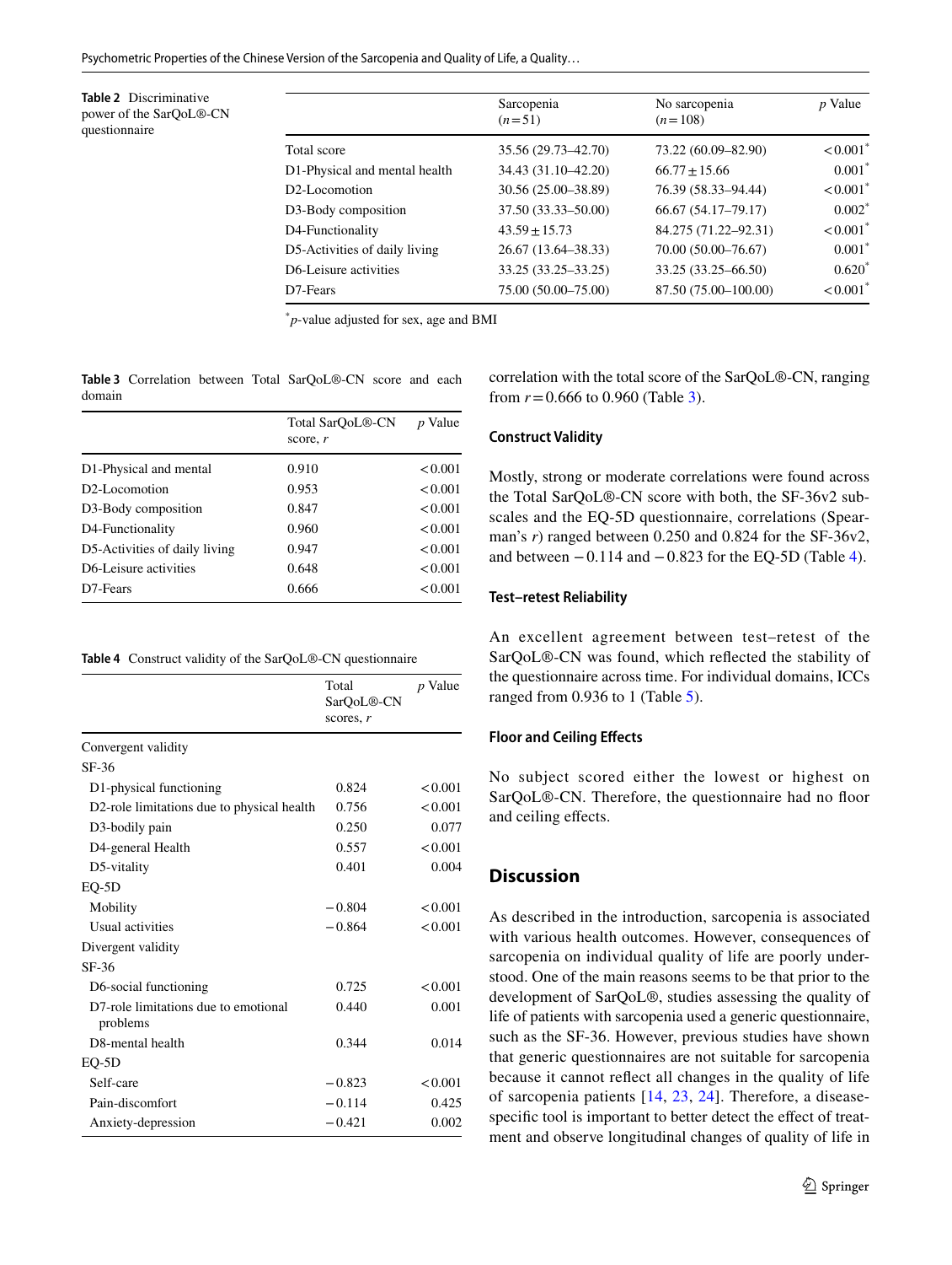**Table 2** Discriminative power of the SarQoL®-CN questionnaire

| | Sarcopenia ($n=51$) | No sarcopenia ($n=108$) | $p$ Value |
|---|---|---|---|
| Total score | 35.56 (29.73–42.70) | 73.22 (60.09–82.90) | <0.001* |
| D1-Physical and mental health | 34.43 (31.10–42.20) | 66.77 ± 15.66 | 0.001* |
| D2-Locomotion | 30.56 (25.00–38.89) | 76.39 (58.33–94.44) | <0.001* |
| D3-Body composition | 37.50 (33.33–50.00) | 66.67 (54.17–79.17) | 0.002* |
| D4-Functionality | 43.59 ± 15.73 | 84.275 (71.22–92.31) | <0.001* |
| D5-Activities of daily living | 26.67 (13.64–38.33) | 70.00 (50.00–76.67) | 0.001* |
| D6-Leisure activities | 33.25 (33.25–33.25) | 33.25 (33.25–66.50) | 0.620* |
| D7-Fears | 75.00 (50.00–75.00) | 87.50 (75.00–100.00) | <0.001* |

*$p$-value adjusted for sex, age and BMI

**Table 3** Correlation between Total SarQoL®-CN score and each domain

| | Total SarQoL®-CN score, $r$ | $p$ Value |
|---|---|---|
| D1-Physical and mental | 0.910 | <0.001 |
| D2-Locomotion | 0.953 | <0.001 |
| D3-Body composition | 0.847 | <0.001 |
| D4-Functionality | 0.960 | <0.001 |
| D5-Activities of daily living | 0.947 | <0.001 |
| D6-Leisure activities | 0.648 | <0.001 |
| D7-Fears | 0.666 | <0.001 |

**Table 4** Construct validity of the SarQoL®-CN questionnaire

| | Total SarQoL®-CN scores, $r$ | $p$ Value |
|---|---|---|
| Convergent validity | | |
| SF-36 | | |
| D1-physical functioning | 0.824 | <0.001 |
| D2-role limitations due to physical health | 0.756 | <0.001 |
| D3-bodily pain | 0.250 | 0.077 |
| D4-general Health | 0.557 | <0.001 |
| D5-vitality | 0.401 | 0.004 |
| EQ-5D | | |
| Mobility | −0.804 | <0.001 |
| Usual activities | −0.864 | <0.001 |
| Divergent validity | | |
| SF-36 | | |
| D6-social functioning | 0.725 | <0.001 |
| D7-role limitations due to emotional problems | 0.440 | 0.001 |
| D8-mental health | 0.344 | 0.014 |
| EQ-5D | | |
| Self-care | −0.823 | <0.001 |
| Pain-discomfort | −0.114 | 0.425 |
| Anxiety-depression | −0.421 | 0.002 |

correlation with the total score of the SarQoL®-CN, ranging from $r=0.666$ to 0.960 (Table 3).

### Construct Validity

Mostly, strong or moderate correlations were found across the Total SarQoL®-CN score with both, the SF-36v2 subscales and the EQ-5D questionnaire, correlations (Spearman's $r$) ranged between 0.250 and 0.824 for the SF-36v2, and between −0.114 and −0.823 for the EQ-5D (Table 4).

### Test–retest Reliability

An excellent agreement between test–retest of the SarQoL®-CN was found, which reflected the stability of the questionnaire across time. For individual domains, ICCs ranged from 0.936 to 1 (Table 5).

### Floor and Ceiling Effects

No subject scored either the lowest or highest on SarQoL®-CN. Therefore, the questionnaire had no floor and ceiling effects.

## Discussion

As described in the introduction, sarcopenia is associated with various health outcomes. However, consequences of sarcopenia on individual quality of life are poorly understood. One of the main reasons seems to be that prior to the development of SarQoL®, studies assessing the quality of life of patients with sarcopenia used a generic questionnaire, such as the SF-36. However, previous studies have shown that generic questionnaires are not suitable for sarcopenia because it cannot reflect all changes in the quality of life of sarcopenia patients [14, 23, 24]. Therefore, a disease-specific tool is important to better detect the effect of treatment and observe longitudinal changes of quality of life in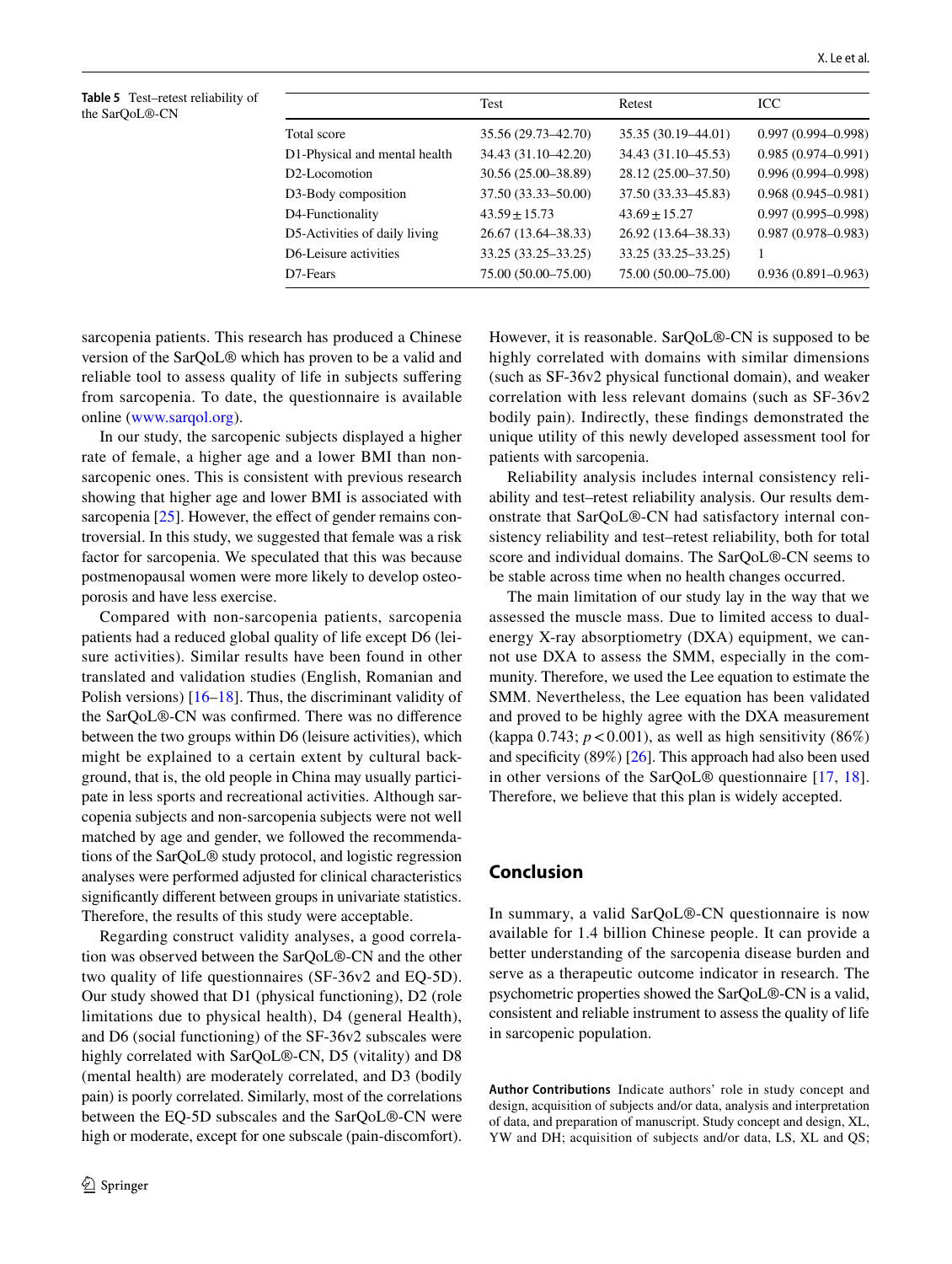**Table 5** Test–retest reliability of the SarQoL®-CN

| | Test | Retest | ICC |
|---|---|---|---|
| Total score | 35.56 (29.73–42.70) | 35.35 (30.19–44.01) | 0.997 (0.994–0.998) |
| D1-Physical and mental health | 34.43 (31.10–42.20) | 34.43 (31.10–45.53) | 0.985 (0.974–0.991) |
| D2-Locomotion | 30.56 (25.00–38.89) | 28.12 (25.00–37.50) | 0.996 (0.994–0.998) |
| D3-Body composition | 37.50 (33.33–50.00) | 37.50 (33.33–45.83) | 0.968 (0.945–0.981) |
| D4-Functionality | 43.59 ± 15.73 | 43.69 ± 15.27 | 0.997 (0.995–0.998) |
| D5-Activities of daily living | 26.67 (13.64–38.33) | 26.92 (13.64–38.33) | 0.987 (0.978–0.983) |
| D6-Leisure activities | 33.25 (33.25–33.25) | 33.25 (33.25–33.25) | 1 |
| D7-Fears | 75.00 (50.00–75.00) | 75.00 (50.00–75.00) | 0.936 (0.891–0.963) |

sarcopenia patients. This research has produced a Chinese version of the SarQoL® which has proven to be a valid and reliable tool to assess quality of life in subjects suffering from sarcopenia. To date, the questionnaire is available online (www.sarqol.org).

In our study, the sarcopenic subjects displayed a higher rate of female, a higher age and a lower BMI than non-sarcopenic ones. This is consistent with previous research showing that higher age and lower BMI is associated with sarcopenia [25]. However, the effect of gender remains controversial. In this study, we suggested that female was a risk factor for sarcopenia. We speculated that this was because postmenopausal women were more likely to develop osteoporosis and have less exercise.

Compared with non-sarcopenia patients, sarcopenia patients had a reduced global quality of life except D6 (leisure activities). Similar results have been found in other translated and validation studies (English, Romanian and Polish versions) [16–18]. Thus, the discriminant validity of the SarQoL®-CN was confirmed. There was no difference between the two groups within D6 (leisure activities), which might be explained to a certain extent by cultural background, that is, the old people in China may usually participate in less sports and recreational activities. Although sarcopenia subjects and non-sarcopenia subjects were not well matched by age and gender, we followed the recommendations of the SarQoL® study protocol, and logistic regression analyses were performed adjusted for clinical characteristics significantly different between groups in univariate statistics. Therefore, the results of this study were acceptable.

Regarding construct validity analyses, a good correlation was observed between the SarQoL®-CN and the other two quality of life questionnaires (SF-36v2 and EQ-5D). Our study showed that D1 (physical functioning), D2 (role limitations due to physical health), D4 (general Health), and D6 (social functioning) of the SF-36v2 subscales were highly correlated with SarQoL®-CN, D5 (vitality) and D8 (mental health) are moderately correlated, and D3 (bodily pain) is poorly correlated. Similarly, most of the correlations between the EQ-5D subscales and the SarQoL®-CN were high or moderate, except for one subscale (pain-discomfort). However, it is reasonable. SarQoL®-CN is supposed to be highly correlated with domains with similar dimensions (such as SF-36v2 physical functional domain), and weaker correlation with less relevant domains (such as SF-36v2 bodily pain). Indirectly, these findings demonstrated the unique utility of this newly developed assessment tool for patients with sarcopenia.

Reliability analysis includes internal consistency reliability and test–retest reliability analysis. Our results demonstrate that SarQoL®-CN had satisfactory internal consistency reliability and test–retest reliability, both for total score and individual domains. The SarQoL®-CN seems to be stable across time when no health changes occurred.

The main limitation of our study lay in the way that we assessed the muscle mass. Due to limited access to dual-energy X-ray absorptiometry (DXA) equipment, we cannot use DXA to assess the SMM, especially in the community. Therefore, we used the Lee equation to estimate the SMM. Nevertheless, the Lee equation has been validated and proved to be highly agree with the DXA measurement (kappa 0.743; $p < 0.001$), as well as high sensitivity (86%) and specificity (89%) [26]. This approach had also been used in other versions of the SarQoL® questionnaire [17, 18]. Therefore, we believe that this plan is widely accepted.

## Conclusion

In summary, a valid SarQoL®-CN questionnaire is now available for 1.4 billion Chinese people. It can provide a better understanding of the sarcopenia disease burden and serve as a therapeutic outcome indicator in research. The psychometric properties showed the SarQoL®-CN is a valid, consistent and reliable instrument to assess the quality of life in sarcopenic population.

**Author Contributions** Indicate authors' role in study concept and design, acquisition of subjects and/or data, analysis and interpretation of data, and preparation of manuscript. Study concept and design, XL, YW and DH; acquisition of subjects and/or data, LS, XL and QS;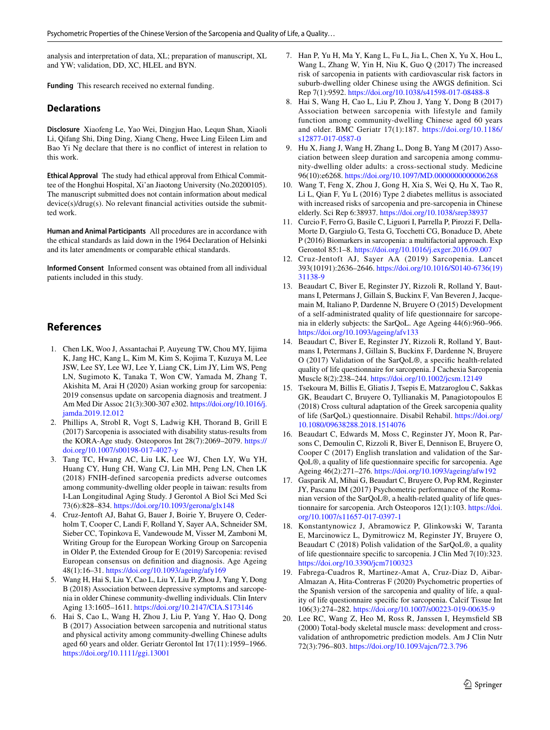analysis and interpretation of data, XL; preparation of manuscript, XL and YW; validation, DD, XC, HLEL and BYN.

**Funding** This research received no external funding.

## Declarations

**Disclosure** Xiaofeng Le, Yao Wei, Dingjun Hao, Lequn Shan, Xiaoli Li, Qifang Shi, Ding Ding, Xiang Cheng, Hwee Ling Eileen Lim and Bao Yi Ng declare that there is no conflict of interest in relation to this work.

**Ethical Approval** The study had ethical approval from Ethical Committee of the Honghui Hospital, Xi'an Jiaotong University (No.20200105). The manuscript submitted does not contain information about medical device(s)/drug(s). No relevant financial activities outside the submitted work.

**Human and Animal Participants** All procedures are in accordance with the ethical standards as laid down in the 1964 Declaration of Helsinki and its later amendments or comparable ethical standards.

**Informed Consent** Informed consent was obtained from all individual patients included in this study.

## References

1. Chen LK, Woo J, Assantachai P, Auyeung TW, Chou MY, Iijima K, Jang HC, Kang L, Kim M, Kim S, Kojima T, Kuzuya M, Lee JSW, Lee SY, Lee WJ, Lee Y, Liang CK, Lim JY, Lim WS, Peng LN, Sugimoto K, Tanaka T, Won CW, Yamada M, Zhang T, Akishita M, Arai H (2020) Asian working group for sarcopenia: 2019 consensus update on sarcopenia diagnosis and treatment. J Am Med Dir Assoc 21(3):300-307 e302. https://doi.org/10.1016/j.jamda.2019.12.012
2. Phillips A, Strobl R, Vogt S, Ladwig KH, Thorand B, Grill E (2017) Sarcopenia is associated with disability status-results from the KORA-Age study. Osteoporos Int 28(7):2069–2079. https://doi.org/10.1007/s00198-017-4027-y
3. Tang TC, Hwang AC, Liu LK, Lee WJ, Chen LY, Wu YH, Huang CY, Hung CH, Wang CJ, Lin MH, Peng LN, Chen LK (2018) FNIH-defined sarcopenia predicts adverse outcomes among community-dwelling older people in taiwan: results from I-Lan Longitudinal Aging Study. J Gerontol A Biol Sci Med Sci 73(6):828–834. https://doi.org/10.1093/gerona/glx148
4. Cruz-Jentoft AJ, Bahat G, Bauer J, Boirie Y, Bruyere O, Cederholm T, Cooper C, Landi F, Rolland Y, Sayer AA, Schneider SM, Sieber CC, Topinkova E, Vandewoude M, Visser M, Zamboni M, Writing Group for the European Working Group on Sarcopenia in Older P, the Extended Group for E (2019) Sarcopenia: revised European consensus on definition and diagnosis. Age Ageing 48(1):16–31. https://doi.org/10.1093/ageing/afy169
5. Wang H, Hai S, Liu Y, Cao L, Liu Y, Liu P, Zhou J, Yang Y, Dong B (2018) Association between depressive symptoms and sarcopenia in older Chinese community-dwelling individuals. Clin Interv Aging 13:1605–1611. https://doi.org/10.2147/CIA.S173146
6. Hai S, Cao L, Wang H, Zhou J, Liu P, Yang Y, Hao Q, Dong B (2017) Association between sarcopenia and nutritional status and physical activity among community-dwelling Chinese adults aged 60 years and older. Geriatr Gerontol Int 17(11):1959–1966. https://doi.org/10.1111/ggi.13001
7. Han P, Yu H, Ma Y, Kang L, Fu L, Jia L, Chen X, Yu X, Hou L, Wang L, Zhang W, Yin H, Niu K, Guo Q (2017) The increased risk of sarcopenia in patients with cardiovascular risk factors in suburb-dwelling older Chinese using the AWGS definition. Sci Rep 7(1):9592. https://doi.org/10.1038/s41598-017-08488-8
8. Hai S, Wang H, Cao L, Liu P, Zhou J, Yang Y, Dong B (2017) Association between sarcopenia with lifestyle and family function among community-dwelling Chinese aged 60 years and older. BMC Geriatr 17(1):187. https://doi.org/10.1186/s12877-017-0587-0
9. Hu X, Jiang J, Wang H, Zhang L, Dong B, Yang M (2017) Association between sleep duration and sarcopenia among community-dwelling older adults: a cross-sectional study. Medicine 96(10):e6268. https://doi.org/10.1097/MD.0000000000006268
10. Wang T, Feng X, Zhou J, Gong H, Xia S, Wei Q, Hu X, Tao R, Li L, Qian F, Yu L (2016) Type 2 diabetes mellitus is associated with increased risks of sarcopenia and pre-sarcopenia in Chinese elderly. Sci Rep 6:38937. https://doi.org/10.1038/srep38937
11. Curcio F, Ferro G, Basile C, Liguori I, Parrella P, Pirozzi F, Della-Morte D, Gargiulo G, Testa G, Tocchetti CG, Bonaduce D, Abete P (2016) Biomarkers in sarcopenia: a multifactorial approach. Exp Gerontol 85:1–8. https://doi.org/10.1016/j.exger.2016.09.007
12. Cruz-Jentoft AJ, Sayer AA (2019) Sarcopenia. Lancet 393(10191):2636–2646. https://doi.org/10.1016/S0140-6736(19)31138-9
13. Beaudart C, Biver E, Reginster JY, Rizzoli R, Rolland Y, Bautmans I, Petermans J, Gillain S, Buckinx F, Van Beveren J, Jacquemain M, Italiano P, Dardenne N, Bruyere O (2015) Development of a self-administrated quality of life questionnaire for sarcopenia in elderly subjects: the SarQoL. Age Ageing 44(6):960–966. https://doi.org/10.1093/ageing/afv133
14. Beaudart C, Biver E, Reginster JY, Rizzoli R, Rolland Y, Bautmans I, Petermans J, Gillain S, Buckinx F, Dardenne N, Bruyere O (2017) Validation of the SarQoL®, a specific health-related quality of life questionnaire for sarcopenia. J Cachexia Sarcopenia Muscle 8(2):238–244. https://doi.org/10.1002/jcsm.12149
15. Tsekoura M, Billis E, Gliatis J, Tsepis E, Matzaroglou C, Sakkas GK, Beaudart C, Bruyere O, Tyllianakis M, Panagiotopoulos E (2018) Cross cultural adaptation of the Greek sarcopenia quality of life (SarQoL) questionnaire. Disabil Rehabil. https://doi.org/10.1080/09638288.2018.1514076
16. Beaudart C, Edwards M, Moss C, Reginster JY, Moon R, Parsons C, Demoulin C, Rizzoli R, Biver E, Dennison E, Bruyere O, Cooper C (2017) English translation and validation of the SarQoL®, a quality of life questionnaire specific for sarcopenia. Age Ageing 46(2):271–276. https://doi.org/10.1093/ageing/afw192
17. Gasparik AI, Mihai G, Beaudart C, Bruyere O, Pop RM, Reginster JY, Pascanu IM (2017) Psychometric performance of the Romanian version of the SarQoL®, a health-related quality of life questionnaire for sarcopenia. Arch Osteoporos 12(1):103. https://doi.org/10.1007/s11657-017-0397-1
18. Konstantynowicz J, Abramowicz P, Glinkowski W, Taranta E, Marcinowicz L, Dymitrowicz M, Reginster JY, Bruyere O, Beaudart C (2018) Polish validation of the SarQoL®, a quality of life questionnaire specific to sarcopenia. J Clin Med 7(10):323. https://doi.org/10.3390/jcm7100323
19. Fabrega-Cuadros R, Martinez-Amat A, Cruz-Diaz D, Aibar-Almazan A, Hita-Contreras F (2020) Psychometric properties of the Spanish version of the sarcopenia and quality of life, a quality of life questionnaire specific for sarcopenia. Calcif Tissue Int 106(3):274–282. https://doi.org/10.1007/s00223-019-00635-9
20. Lee RC, Wang Z, Heo M, Ross R, Janssen I, Heymsfield SB (2000) Total-body skeletal muscle mass: development and cross-validation of anthropometric prediction models. Am J Clin Nutr 72(3):796–803. https://doi.org/10.1093/ajcn/72.3.796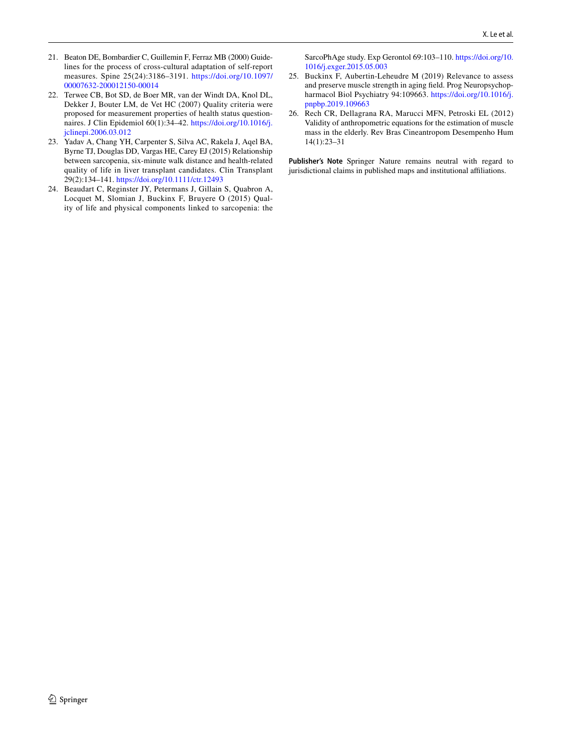21. Beaton DE, Bombardier C, Guillemin F, Ferraz MB (2000) Guidelines for the process of cross-cultural adaptation of self-report measures. Spine 25(24):3186–3191. https://doi.org/10.1097/00007632-200012150-00014
22. Terwee CB, Bot SD, de Boer MR, van der Windt DA, Knol DL, Dekker J, Bouter LM, de Vet HC (2007) Quality criteria were proposed for measurement properties of health status questionnaires. J Clin Epidemiol 60(1):34–42. https://doi.org/10.1016/j.jclinepi.2006.03.012
23. Yadav A, Chang YH, Carpenter S, Silva AC, Rakela J, Aqel BA, Byrne TJ, Douglas DD, Vargas HE, Carey EJ (2015) Relationship between sarcopenia, six-minute walk distance and health-related quality of life in liver transplant candidates. Clin Transplant 29(2):134–141. https://doi.org/10.1111/ctr.12493
24. Beaudart C, Reginster JY, Petermans J, Gillain S, Quabron A, Locquet M, Slomian J, Buckinx F, Bruyere O (2015) Quality of life and physical components linked to sarcopenia: the SarcoPhAge study. Exp Gerontol 69:103–110. https://doi.org/10.1016/j.exger.2015.05.003
25. Buckinx F, Aubertin-Leheudre M (2019) Relevance to assess and preserve muscle strength in aging field. Prog Neuropsychopharmacol Biol Psychiatry 94:109663. https://doi.org/10.1016/j.pnpbp.2019.109663
26. Rech CR, Dellagrana RA, Marucci MFN, Petroski EL (2012) Validity of anthropometric equations for the estimation of muscle mass in the elderly. Rev Bras Cineantropom Desempenho Hum 14(1):23–31

**Publisher's Note** Springer Nature remains neutral with regard to jurisdictional claims in published maps and institutional affiliations.